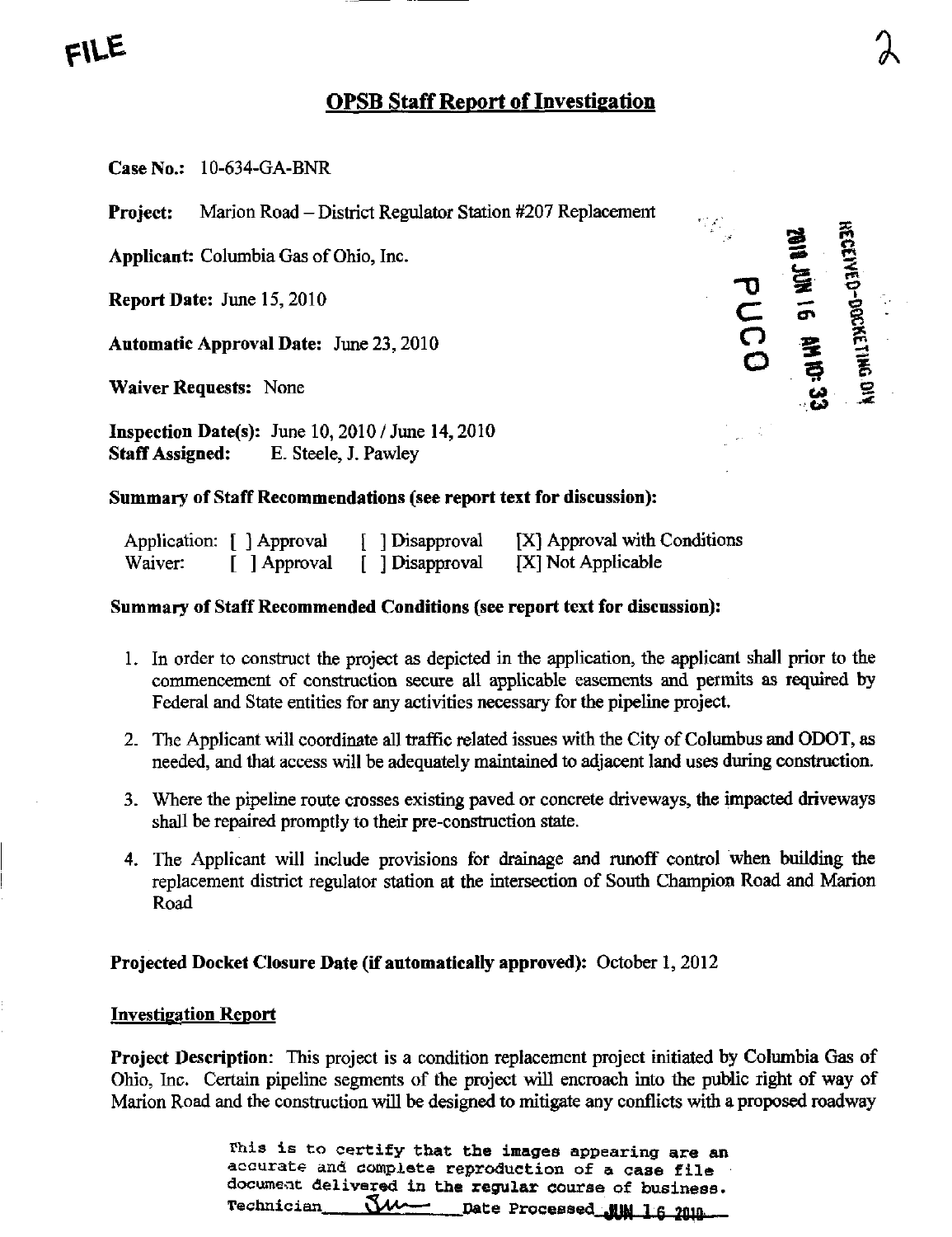FILE

## OPSB Staff Report of Investigation

**Case No.:** 10-634-GA-BNR

**Project:** Marion Road – District Regulator Station #207 Replacement

**Applicant:** Columbia Gas of Ohio, Inc.

**Report Date:** June 15, 2010

**Automatic Approval Date:** June 23, 2010

**Waiver Requests:** None

**Inspection Date(s):** June 10, 2010 / June 14, 2010
**Staff Assigned:** E. Steele, J. Pawley

### Summary of Staff Recommendations (see report text for discussion):

| | | | |
|---|---|---|---|
| Application: | [ ] Approval | [ ] Disapproval | [X] Approval with Conditions |
| Waiver: | [ ] Approval | [ ] Disapproval | [X] Not Applicable |

### Summary of Staff Recommended Conditions (see report text for discussion):

1. In order to construct the project as depicted in the application, the applicant shall prior to the commencement of construction secure all applicable easements and permits as required by Federal and State entities for any activities necessary for the pipeline project.
2. The Applicant will coordinate all traffic related issues with the City of Columbus and ODOT, as needed, and that access will be adequately maintained to adjacent land uses during construction.
3. Where the pipeline route crosses existing paved or concrete driveways, the impacted driveways shall be repaired promptly to their pre-construction state.
4. The Applicant will include provisions for drainage and runoff control when building the replacement district regulator station at the intersection of South Champion Road and Marion Road

**Projected Docket Closure Date (if automatically approved):** October 1, 2012

### Investigation Report

**Project Description:** This project is a condition replacement project initiated by Columbia Gas of Ohio, Inc. Certain pipeline segments of the project will encroach into the public right of way of Marion Road and the construction will be designed to mitigate any conflicts with a proposed roadway

This is to certify that the images appearing are an accurate and complete reproduction of a case file document delivered in the regular course of business.
Technician ___ Date Processed JUN 16 2010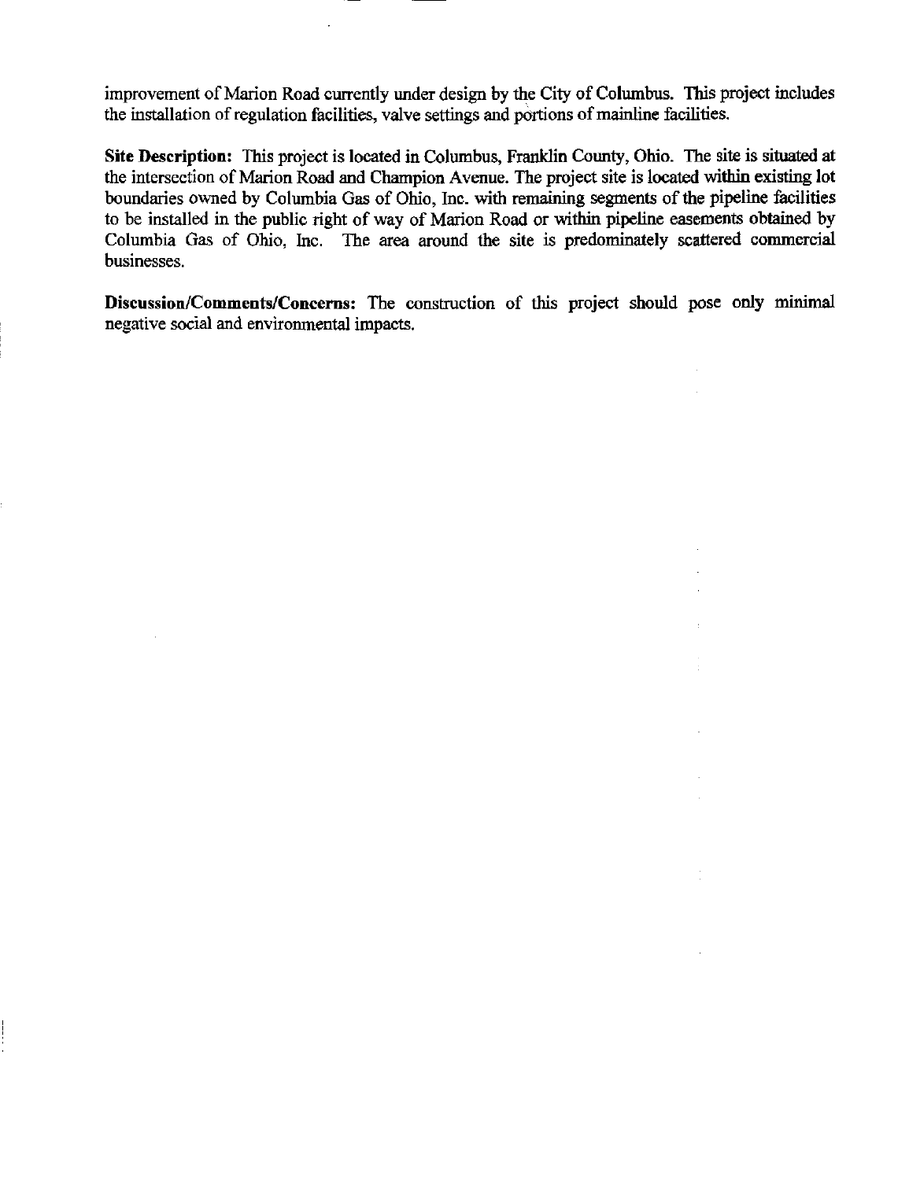improvement of Marion Road currently under design by the City of Columbus. This project includes the installation of regulation facilities, valve settings and portions of mainline facilities.

**Site Description:** This project is located in Columbus, Franklin County, Ohio. The site is situated at the intersection of Marion Road and Champion Avenue. The project site is located within existing lot boundaries owned by Columbia Gas of Ohio, Inc. with remaining segments of the pipeline facilities to be installed in the public right of way of Marion Road or within pipeline easements obtained by Columbia Gas of Ohio, Inc. The area around the site is predominately scattered commercial businesses.

**Discussion/Comments/Concerns:** The construction of this project should pose only minimal negative social and environmental impacts.